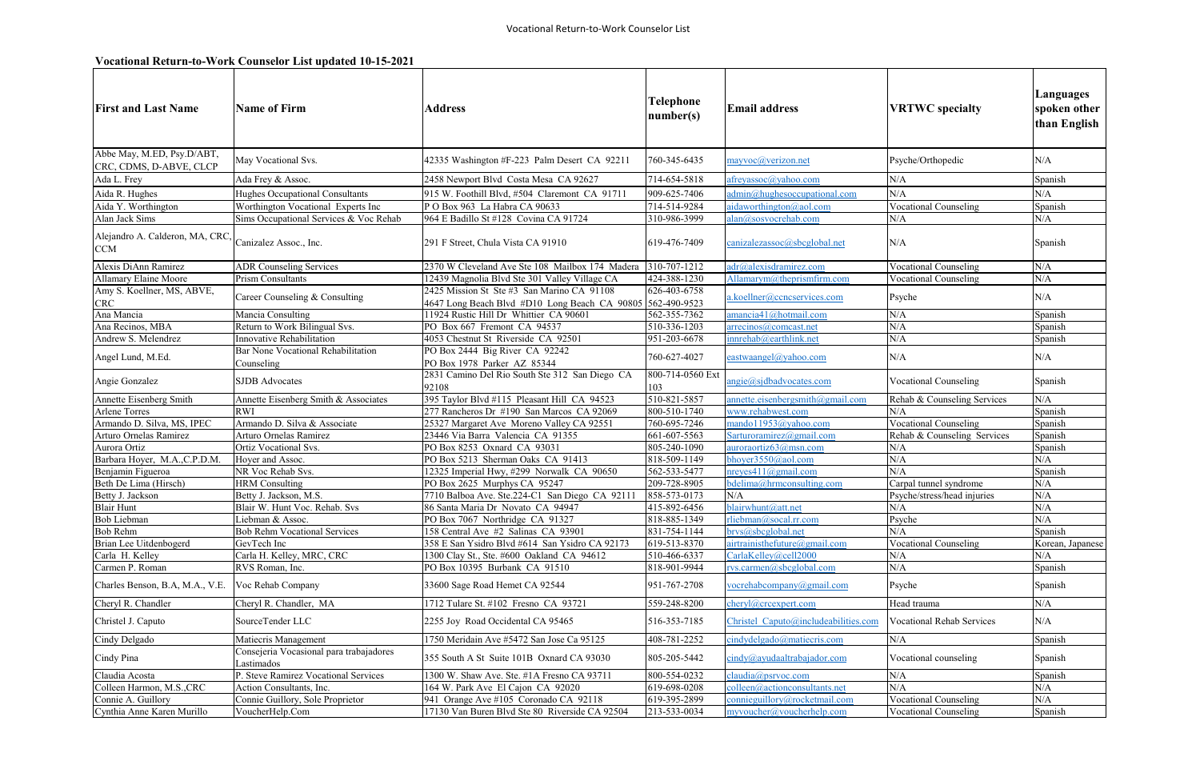# Vocational Return-to-Work Counselor List updated 10-15-2021

| First and Last Name | Name of Firm | Address | Telephone number(s) | Email address | VRTWC specialty | Languages spoken other than English |
|---|---|---|---|---|---|---|
| Abbe May, M.ED, Psy.D/ABT, CRC, CDMS, D-ABVE, CLCP | May Vocational Svs. | 42335 Washington #F-223 Palm Desert CA 92211 | 760-345-6435 | mayvoc@verizon.net | Psyche/Orthopedic | N/A |
| Ada L. Frey | Ada Frey & Assoc. | 2458 Newport Blvd Costa Mesa CA 92627 | 714-654-5818 | afreyassoc@yahoo.com | N/A | Spanish |
| Aida R. Hughes | Hughes Occupational Consultants | 915 W. Foothill Blvd, #504 Claremont CA 91711 | 909-625-7406 | admin@hughesoccupational.com | N/A | N/A |
| Aida Y. Worthington | Worthington Vocational Experts Inc | P O Box 963 La Habra CA 90633 | 714-514-9284 | aidaworthington@aol.com | Vocational Counseling | Spanish |
| Alan Jack Sims | Sims Occupational Services & Voc Rehab | 964 E Badillo St #128 Covina CA 91724 | 310-986-3999 | alan@sosvocrehab.com | N/A | N/A |
| Alejandro A. Calderon, MA, CRC, CCM | Canizalez Assoc., Inc. | 291 F Street, Chula Vista CA 91910 | 619-476-7409 | canizalezassoc@sbcglobal.net | N/A | Spanish |
| Alexis DiAnn Ramirez | ADR Counseling Services | 2370 W Cleveland Ave Ste 108 Mailbox 174 Madera | 310-707-1212 | adr@alexisdramirez.com | Vocational Counseling | N/A |
| Allamary Elaine Moore | Prism Consultants | 12439 Magnolia Blvd Ste 301 Valley Village CA | 424-388-1230 | Allamarym@theprismfirm.com | Vocational Counseling | N/A |
| Amy S. Koellner, MS, ABVE, CRC | Career Counseling & Consulting | 2425 Mission St Ste #3 San Marino CA 91108<br>4647 Long Beach Blvd #D10 Long Beach CA 90805 | 626-403-6758<br>562-490-9523 | a.koellner@ccncservices.com | Psyche | N/A |
| Ana Mancia | Mancia Consulting | 11924 Rustic Hill Dr Whittier CA 90601 | 562-355-7362 | amancia41@hotmail.com | N/A | Spanish |
| Ana Recinos, MBA | Return to Work Bilingual Svs. | PO Box 667 Fremont CA 94537 | 510-336-1203 | arrecinos@comcast.net | N/A | Spanish |
| Andrew S. Melendrez | Innovative Rehabilitation | 4053 Chestnut St Riverside CA 92501 | 951-203-6678 | innrehab@earthlink.net | N/A | Spanish |
| Angel Lund, M.Ed. | Bar None Vocational Rehabilitation Counseling | PO Box 2444 Big River CA 92242<br>PO Box 1978 Parker AZ 85344 | 760-627-4027 | eastwaangel@yahoo.com | N/A | N/A |
| Angie Gonzalez | SJDB Advocates | 2831 Camino Del Rio South Ste 312 San Diego CA 92108 | 800-714-0560 Ext 103 | angie@sjdbadvocates.com | Vocational Counseling | Spanish |
| Annette Eisenberg Smith | Annette Eisenberg Smith & Associates | 395 Taylor Blvd #115 Pleasant Hill CA 94523 | 510-821-5857 | annette.eisenbergsmith@gmail.com | Rehab & Counseling Services | N/A |
| Arlene Torres | RWI | 277 Rancheros Dr #190 San Marcos CA 92069 | 800-510-1740 | www.rehabwest.com | N/A | Spanish |
| Armando D. Silva, MS, IPEC | Armando D. Silva & Associate | 25327 Margaret Ave Moreno Valley CA 92551 | 760-695-7246 | mando11953@yahoo.com | Vocational Counseling | Spanish |
| Arturo Ornelas Ramirez | Arturo Ornelas Ramirez | 23446 Via Barra Valencia CA 91355 | 661-607-5563 | Sarturoramirez@gmail.com | Rehab & Counseling Services | Spanish |
| Aurora Ortiz | Ortiz Vocational Svs. | PO Box 8253 Oxnard CA 93031 | 805-240-1090 | auroraortiz63@msn.com | N/A | Spanish |
| Barbara Hoyer, M.A.,C.P.D.M. | Hoyer and Assoc. | PO Box 5213 Sherman Oaks CA 91413 | 818-509-1149 | bhoyer3550@aol.com | N/A | N/A |
| Benjamin Figueroa | NR Voc Rehab Svs. | 12325 Imperial Hwy, #299 Norwalk CA 90650 | 562-533-5477 | nreyes411@gmail.com | N/A | Spanish |
| Beth De Lima (Hirsch) | HRM Consulting | PO Box 2625 Murphys CA 95247 | 209-728-8905 | bdelima@hrmconsulting.com | Carpal tunnel syndrome | N/A |
| Betty J. Jackson | Betty J. Jackson, M.S. | 7710 Balboa Ave. Ste.224-C1 San Diego CA 92111 | 858-573-0173 | N/A | Psyche/stress/head injuries | N/A |
| Blair Hunt | Blair W. Hunt Voc. Rehab. Svs | 86 Santa Maria Dr Novato CA 94947 | 415-892-6456 | blairwhunt@att.net | N/A | N/A |
| Bob Liebman | Liebman & Assoc. | PO Box 7067 Northridge CA 91327 | 818-885-1349 | rliebman@socal.rr.com | Psyche | N/A |
| Bob Rehm | Bob Rehm Vocational Services | 158 Central Ave #2 Salinas CA 93901 | 831-754-1144 | brvs@sbcglobal.net | N/A | Spanish |
| Brian Lee Uitdenbogerd | GevTech Inc | 358 E San Ysidro Blvd #614 San Ysidro CA 92173 | 619-513-8370 | airtrainisthefuture@gmail.com | Vocational Counseling | Korean, Japanese |
| Carla H. Kelley | Carla H. Kelley, MRC, CRC | 1300 Clay St., Ste. #600 Oakland CA 94612 | 510-466-6337 | CarlaKelley@cell2000 | N/A | N/A |
| Carmen P. Roman | RVS Roman, Inc. | PO Box 10395 Burbank CA 91510 | 818-901-9944 | rvs.carmen@sbcglobal.com | N/A | Spanish |
| Charles Benson, B.A, M.A., V.E. | Voc Rehab Company | 33600 Sage Road Hemet CA 92544 | 951-767-2708 | vocrehabcompany@gmail.com | Psyche | Spanish |
| Cheryl R. Chandler | Cheryl R. Chandler, MA | 1712 Tulare St. #102 Fresno CA 93721 | 559-248-8200 | cheryl@crcexpert.com | Head trauma | N/A |
| Christel J. Caputo | SourceTender LLC | 2255 Joy Road Occidental CA 95465 | 516-353-7185 | Christel_Caputo@includeabilities.com | Vocational Rehab Services | N/A |
| Cindy Delgado | Matiecris Management | 1750 Meridain Ave #5472 San Jose Ca 95125 | 408-781-2252 | cindydelgado@matiecris.com | N/A | Spanish |
| Cindy Pina | Consejeria Vocasional para trabajadores Lastimados | 355 South A St Suite 101B Oxnard CA 93030 | 805-205-5442 | cindy@ayudaaltrabajador.com | Vocational counseling | Spanish |
| Claudia Acosta | P. Steve Ramirez Vocational Services | 1300 W. Shaw Ave. Ste. #1A Fresno CA 93711 | 800-554-0232 | claudia@psrvoc.com | N/A | Spanish |
| Colleen Harmon, M.S.,CRC | Action Consultants, Inc. | 164 W. Park Ave El Cajon CA 92020 | 619-698-0208 | colleen@actionconsultants.net | N/A | N/A |
| Connie A. Guillory | Connie Guillory, Sole Proprietor | 941 Orange Ave #105 Coronado CA 92118 | 619-395-2899 | connieguillory@rocketmail.com | Vocational Counseling | N/A |
| Cynthia Anne Karen Murillo | VoucherHelp.Com | 17130 Van Buren Blvd Ste 80 Riverside CA 92504 | 213-533-0034 | myvoucher@voucherhelp.com | Vocational Counseling | Spanish |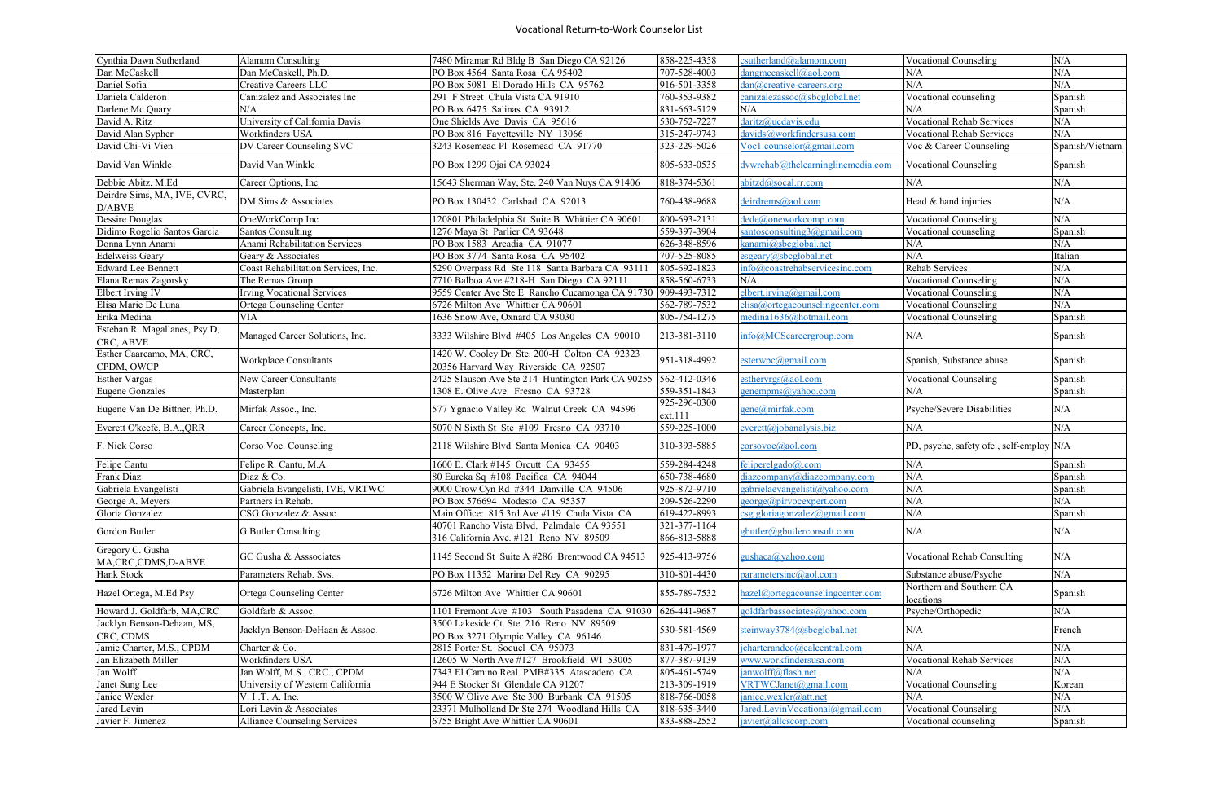# Vocational Return-to-Work Counselor List

| | | | | | | |
|---|---|---|---|---|---|---|
| Cynthia Dawn Sutherland | Alamom Consulting | 7480 Miramar Rd Bldg B San Diego CA 92126 | 858-225-4358 | csutherland@alamom.com | Vocational Counseling | N/A |
| Dan McCaskell | Dan McCaskell, Ph.D. | PO Box 4564 Santa Rosa CA 95402 | 707-528-4003 | dangmccaskell@aol.com | N/A | N/A |
| Daniel Sofia | Creative Careers LLC | PO Box 5081 El Dorado Hills CA 95762 | 916-501-3358 | dan@creative-careers.org | N/A | N/A |
| Daniela Calderon | Canizalez and Associates Inc | 291 F Street Chula Vista CA 91910 | 760-353-9382 | canizalezassoc@sbcglobal.net | Vocational counseling | Spanish |
| Darlene Mc Quary | N/A | PO Box 6475 Salinas CA 93912 | 831-663-5129 | N/A | N/A | Spanish |
| David A. Ritz | University of California Davis | One Shields Ave Davis CA 95616 | 530-752-7227 | daritz@ucdavis.edu | Vocational Rehab Services | N/A |
| David Alan Sypher | Workfinders USA | PO Box 816 Fayetteville NY 13066 | 315-247-9743 | davids@workfindersusa.com | Vocational Rehab Services | N/A |
| David Chi-Vi Vien | DV Career Counseling SVC | 3243 Rosemead Pl Rosemead CA 91770 | 323-229-5026 | Voc1.counselor@gmail.com | Voc & Career Counseling | Spanish/Vietnam |
| David Van Winkle | David Van Winkle | PO Box 1299 Ojai CA 93024 | 805-633-0535 | dvwrehab@thelearninglinemedia.com | Vocational Counseling | Spanish |
| Debbie Abitz, M.Ed | Career Options, Inc | 15643 Sherman Way, Ste. 240 Van Nuys CA 91406 | 818-374-5361 | abitzd@socal.rr.com | N/A | N/A |
| Deirdre Sims, MA, IVE, CVRC, D/ABVE | DM Sims & Associates | PO Box 130432 Carlsbad CA 92013 | 760-438-9688 | deirdrems@aol.com | Head & hand injuries | N/A |
| Dessire Douglas | OneWorkComp Inc | 120801 Philadelphia St Suite B Whittier CA 90601 | 800-693-2131 | dede@oneworkcomp.com | Vocational Counseling | N/A |
| Didimo Rogelio Santos Garcia | Santos Consulting | 1276 Maya St Parlier CA 93648 | 559-397-3904 | santosconsulting3@gmail.com | Vocational counseling | Spanish |
| Donna Lynn Anami | Anami Rehabilitation Services | PO Box 1583 Arcadia CA 91077 | 626-348-8596 | kanami@sbcglobal.net | N/A | N/A |
| Edelweiss Geary | Geary & Associates | PO Box 3774 Santa Rosa CA 95402 | 707-525-8085 | esgeary@sbcglobal.net | N/A | Italian |
| Edward Lee Bennett | Coast Rehabilitation Services, Inc. | 5290 Overpass Rd Ste 118 Santa Barbara CA 93111 | 805-692-1823 | info@coastrehabservicesinc.com | Rehab Services | N/A |
| Elana Remas Zagorsky | The Remas Group | 7710 Balboa Ave #218-H San Diego CA 92111 | 858-560-6733 | N/A | Vocational Counseling | N/A |
| Elbert Irving IV | Irving Vocational Services | 9559 Center Ave Ste E Rancho Cucamonga CA 91730 | 909-493-7312 | elbert.irving@gmail.com | Vocational Counseling | N/A |
| Elisa Marie De Luna | Ortega Counseling Center | 6726 Milton Ave Whittier CA 90601 | 562-789-7532 | elisa@ortegacounselingcenter.com | Vocational Counseling | N/A |
| Erika Medina | VIA | 1636 Snow Ave, Oxnard CA 93030 | 805-754-1275 | medina1636@hotmail.com | Vocational Counseling | Spanish |
| Esteban R. Magallanes, Psy.D, CRC, ABVE | Managed Career Solutions, Inc. | 3333 Wilshire Blvd #405 Los Angeles CA 90010 | 213-381-3110 | info@MCScareergroup.com | N/A | Spanish |
| Esther Caarcamo, MA, CRC, CPDM, OWCP | Workplace Consultants | 1420 W. Cooley Dr. Ste. 200-H Colton CA 92323<br>20356 Harvard Way Riverside CA 92507 | 951-318-4992 | esterwpc@gmail.com | Spanish, Substance abuse | Spanish |
| Esther Vargas | New Career Consultants | 2425 Slauson Ave Ste 214 Huntington Park CA 90255 | 562-412-0346 | esthervrgs@aol.com | Vocational Counseling | Spanish |
| Eugene Gonzales | Masterplan | 1308 E. Olive Ave Fresno CA 93728 | 559-351-1843 | genempms@yahoo.com | N/A | Spanish |
| Eugene Van De Bittner, Ph.D. | Mirfak Assoc., Inc. | 577 Ygnacio Valley Rd Walnut Creek CA 94596 | 925-296-0300 ext.111 | gene@mirfak.com | Psyche/Severe Disabilities | N/A |
| Everett O'keefe, B.A.,QRR | Career Concepts, Inc. | 5070 N Sixth St Ste #109 Fresno CA 93710 | 559-225-1000 | everett@jobanalysis.biz | N/A | N/A |
| F. Nick Corso | Corso Voc. Counseling | 2118 Wilshire Blvd Santa Monica CA 90403 | 310-393-5885 | corsovoc@aol.com | PD, psyche, safety ofc., self-employ | N/A |
| Felipe Cantu | Felipe R. Cantu, M.A. | 1600 E. Clark #145 Orcutt CA 93455 | 559-284-4248 | feliperelgado@.com | N/A | Spanish |
| Frank Diaz | Diaz & Co. | 80 Eureka Sq #108 Pacifica CA 94044 | 650-738-4680 | diazcompany@diazcompany.com | N/A | Spanish |
| Gabriela Evangelisti | Gabriela Evangelisti, IVE, VRTWC | 9000 Crow Cyn Rd #344 Danville CA 94506 | 925-872-9710 | gabrielaevangelisti@yahoo.com | N/A | Spanish |
| George A. Meyers | Partners in Rehab. | PO Box 576694 Modesto CA 95357 | 209-526-2290 | george@pirvocexpert.com | N/A | N/A |
| Gloria Gonzalez | CSG Gonzalez & Assoc. | Main Office: 815 3rd Ave #119 Chula Vista CA | 619-422-8993 | csg.gloriagonzalez@gmail.com | N/A | Spanish |
| Gordon Butler | G Butler Consulting | 40701 Rancho Vista Blvd. Palmdale CA 93551<br>316 California Ave. #121 Reno NV 89509 | 321-377-1164<br>866-813-5888 | gbutler@gbutlerconsult.com | N/A | N/A |
| Gregory C. Gusha MA,CRC,CDMS,D-ABVE | GC Gusha & Asssociates | 1145 Second St Suite A #286 Brentwood CA 94513 | 925-413-9756 | gushaca@yahoo.com | Vocational Rehab Consulting | N/A |
| Hank Stock | Parameters Rehab. Svs. | PO Box 11352 Marina Del Rey CA 90295 | 310-801-4430 | parametersinc@aol.com | Substance abuse/Psyche | N/A |
| Hazel Ortega, M.Ed Psy | Ortega Counseling Center | 6726 Milton Ave Whittier CA 90601 | 855-789-7532 | hazel@ortegacounselingcenter.com | Northern and Southern CA locations | Spanish |
| Howard J. Goldfarb, MA,CRC | Goldfarb & Assoc. | 1101 Fremont Ave #103 South Pasadena CA 91030 | 626-441-9687 | goldfarbassociates@yahoo.com | Psyche/Orthopedic | N/A |
| Jacklyn Benson-Dehaan, MS, CRC, CDMS | Jacklyn Benson-DeHaan & Assoc. | 3500 Lakeside Ct. Ste. 216 Reno NV 89509<br>PO Box 3271 Olympic Valley CA 96146 | 530-581-4569 | steinway3784@sbcglobal.net | N/A | French |
| Jamie Charter, M.S., CPDM | Charter & Co. | 2815 Porter St. Soquel CA 95073 | 831-479-1977 | jcharterandco@calcentral.com | N/A | N/A |
| Jan Elizabeth Miller | Workfinders USA | 12605 W North Ave #127 Brookfield WI 53005 | 877-387-9139 | www.workfindersusa.com | Vocational Rehab Services | N/A |
| Jan Wolff | Jan Wolff, M.S., CRC., CPDM | 7343 El Camino Real PMB#335 Atascadero CA | 805-461-5749 | janwolff@flash.net | N/A | N/A |
| Janet Sung Lee | University of Western California | 944 E Stocker St Glendale CA 91207 | 213-309-1919 | VRTWCJanet@gmail.com | Vocational Counseling | Korean |
| Janice Wexler | V. I .T. A. Inc. | 3500 W Olive Ave Ste 300 Burbank CA 91505 | 818-766-0058 | janice.wexler@att.net | N/A | N/A |
| Jared Levin | Lori Levin & Associates | 23371 Mulholland Dr Ste 274 Woodland Hills CA | 818-635-3440 | Jared.LevinVocational@gmail.com | Vocational Counseling | N/A |
| Javier F. Jimenez | Alliance Counseling Services | 6755 Bright Ave Whittier CA 90601 | 833-888-2552 | javier@allcscorp.com | Vocational counseling | Spanish |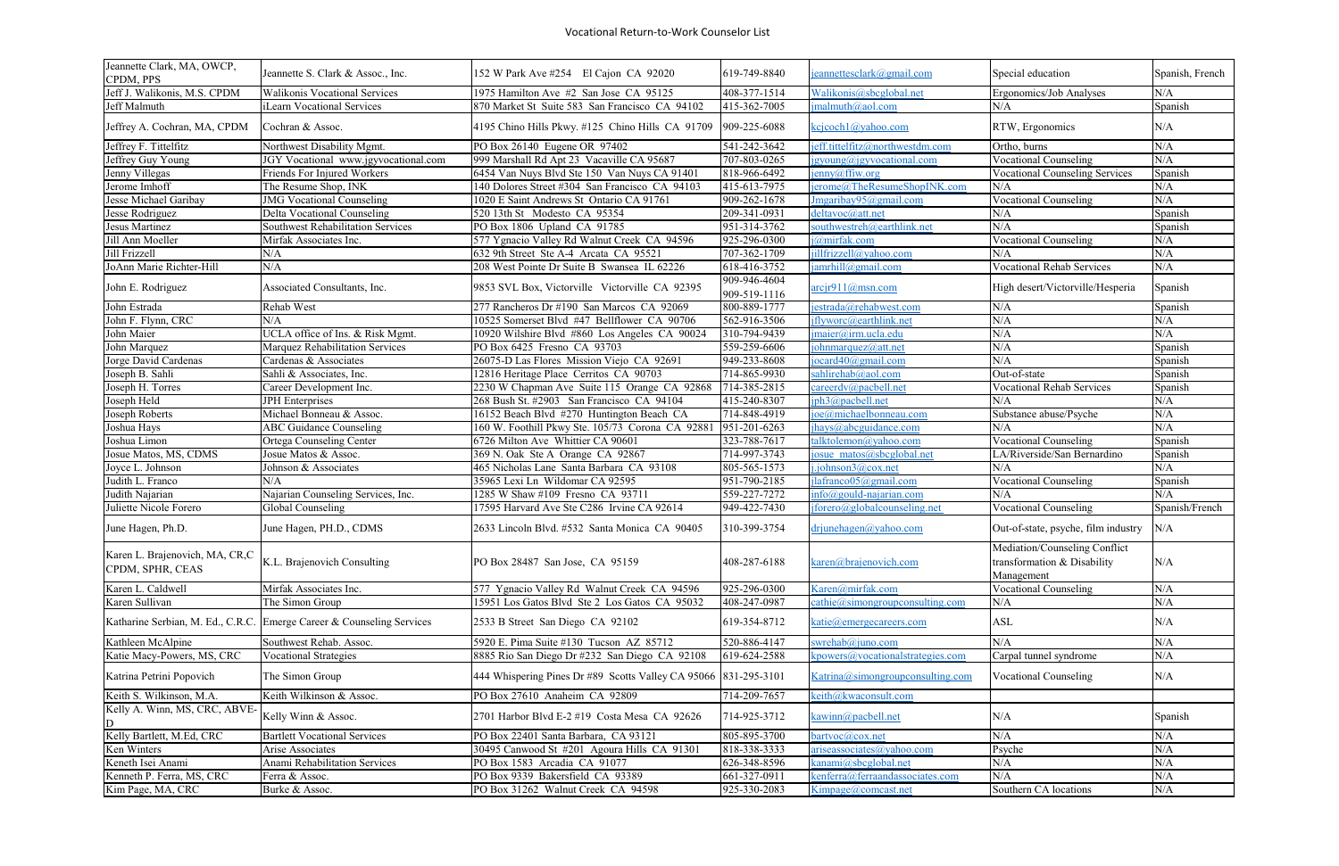Vocational Return-to-Work Counselor List

| | | | | | | |
|---|---|---|---|---|---|---|
| Jeannette Clark, MA, OWCP, CPDM, PPS | Jeannette S. Clark & Assoc., Inc. | 152 W Park Ave #254 El Cajon CA 92020 | 619-749-8840 | jeannettesclark@gmail.com | Special education | Spanish, French |
| Jeff J. Walikonis, M.S. CPDM | Walikonis Vocational Services | 1975 Hamilton Ave #2 San Jose CA 95125 | 408-377-1514 | Walikonis@sbcglobal.net | Ergonomics/Job Analyses | N/A |
| Jeff Malmuth | iLearn Vocational Services | 870 Market St Suite 583 San Francisco CA 94102 | 415-362-7005 | jmalmuth@aol.com | N/A | Spanish |
| Jeffrey A. Cochran, MA, CPDM | Cochran & Assoc. | 4195 Chino Hills Pkwy. #125 Chino Hills CA 91709 | 909-225-6088 | kcjcoch1@yahoo.com | RTW, Ergonomics | N/A |
| Jeffrey F. Tittelfitz | Northwest Disability Mgmt. | PO Box 26140 Eugene OR 97402 | 541-242-3642 | jeff.tittelfitz@northwestdm.com | Ortho, burns | N/A |
| Jeffrey Guy Young | JGY Vocational www.jgyvocational.com | 999 Marshall Rd Apt 23 Vacaville CA 95687 | 707-803-0265 | jgyoung@jgyvocational.com | Vocational Counseling | N/A |
| Jenny Villegas | Friends For Injured Workers | 6454 Van Nuys Blvd Ste 150 Van Nuys CA 91401 | 818-966-6492 | jenny@ffiw.org | Vocational Counseling Services | Spanish |
| Jerome Imhoff | The Resume Shop, INK | 140 Dolores Street #304 San Francisco CA 94103 | 415-613-7975 | jerome@TheResumeShopINK.com | N/A | N/A |
| Jesse Michael Garibay | JMG Vocational Counseling | 1020 E Saint Andrews St Ontario CA 91761 | 909-262-1678 | Jmgaribay95@gmail.com | Vocational Counseling | N/A |
| Jesse Rodriguez | Delta Vocational Counseling | 520 13th St Modesto CA 95354 | 209-341-0931 | deltavoc@att.net | N/A | Spanish |
| Jesus Martinez | Southwest Rehabilitation Services | PO Box 1806 Upland CA 91785 | 951-314-3762 | southwestreh@earthlink.net | N/A | Spanish |
| Jill Ann Moeller | Mirfak Associates Inc. | 577 Ygnacio Valley Rd Walnut Creek CA 94596 | 925-296-0300 | j@mirfak.com | Vocational Counseling | N/A |
| Jill Frizzell | N/A | 632 9th Street Ste A-4 Arcata CA 95521 | 707-362-1709 | jillfrizzell@yahoo.com | N/A | N/A |
| JoAnn Marie Richter-Hill | N/A | 208 West Pointe Dr Suite B Swansea IL 62226 | 618-416-3752 | jamrhill@gmail.com | Vocational Rehab Services | N/A |
| John E. Rodriguez | Associated Consultants, Inc. | 9853 SVL Box, Victorville Victorville CA 92395 | 909-946-4604 909-519-1116 | arcjr911@msn.com | High desert/Victorville/Hesperia | Spanish |
| John Estrada | Rehab West | 277 Rancheros Dr #190 San Marcos CA 92069 | 800-889-1777 | jestrada@rehabwest.com | N/A | Spanish |
| John F. Flynn, CRC | N/A | 10525 Somerset Blvd #47 Bellflower CA 90706 | 562-916-3506 | jflyworc@earthlink.net | N/A | N/A |
| John Maier | UCLA office of Ins. & Risk Mgmt. | 10920 Wilshire Blvd #860 Los Angeles CA 90024 | 310-794-9439 | jmaier@irm.ucla.edu | N/A | N/A |
| John Marquez | Marquez Rehabilitation Services | PO Box 6425 Fresno CA 93703 | 559-259-6606 | johnmarquez@att.net | N/A | Spanish |
| Jorge David Cardenas | Cardenas & Associates | 26075-D Las Flores Mission Viejo CA 92691 | 949-233-8608 | jocard40@gmail.com | N/A | Spanish |
| Joseph B. Sahli | Sahli & Associates, Inc. | 12816 Heritage Place Cerritos CA 90703 | 714-865-9930 | sahlirehab@aol.com | Out-of-state | Spanish |
| Joseph H. Torres | Career Development Inc. | 2230 W Chapman Ave Suite 115 Orange CA 92868 | 714-385-2815 | careerdv@pacbell.net | Vocational Rehab Services | Spanish |
| Joseph Held | JPH Enterprises | 268 Bush St. #2903 San Francisco CA 94104 | 415-240-8307 | jph3@pacbell.net | N/A | N/A |
| Joseph Roberts | Michael Bonneau & Assoc. | 16152 Beach Blvd #270 Huntington Beach CA | 714-848-4919 | joe@michaelbonneau.com | Substance abuse/Psyche | N/A |
| Joshua Hays | ABC Guidance Counseling | 160 W. Foothill Pkwy Ste. 105/73 Corona CA 92881 | 951-201-6263 | jhays@abcguidance.com | N/A | N/A |
| Joshua Limon | Ortega Counseling Center | 6726 Milton Ave Whittier CA 90601 | 323-788-7617 | talktolemon@yahoo.com | Vocational Counseling | Spanish |
| Josue Matos, MS, CDMS | Josue Matos & Assoc. | 369 N. Oak Ste A Orange CA 92867 | 714-997-3743 | josue_matos@sbcglobal.net | LA/Riverside/San Bernardino | Spanish |
| Joyce L. Johnson | Johnson & Associates | 465 Nicholas Lane Santa Barbara CA 93108 | 805-565-1573 | j.johnson3@cox.net | N/A | N/A |
| Judith L. Franco | N/A | 35965 Lexi Ln Wildomar CA 92595 | 951-790-2185 | jlafranco05@gmail.com | Vocational Counseling | Spanish |
| Judith Najarian | Najarian Counseling Services, Inc. | 1285 W Shaw #109 Fresno CA 93711 | 559-227-7272 | info@gould-najarian.com | N/A | N/A |
| Juliette Nicole Forero | Global Counseling | 17595 Harvard Ave Ste C286 Irvine CA 92614 | 949-422-7430 | jforero@globalcounseling.net | Vocational Counseling | Spanish/French |
| June Hagen, Ph.D. | June Hagen, PH.D., CDMS | 2633 Lincoln Blvd. #532 Santa Monica CA 90405 | 310-399-3754 | drjunehagen@yahoo.com | Out-of-state, psyche, film industry | N/A |
| Karen L. Brajenovich, MA, CR,C CPDM, SPHR, CEAS | K.L. Brajenovich Consulting | PO Box 28487 San Jose, CA 95159 | 408-287-6188 | karen@brajenovich.com | Mediation/Counseling Conflict transformation & Disability Management | N/A |
| Karen L. Caldwell | Mirfak Associates Inc. | 577 Ygnacio Valley Rd Walnut Creek CA 94596 | 925-296-0300 | Karen@mirfak.com | Vocational Counseling | N/A |
| Karen Sullivan | The Simon Group | 15951 Los Gatos Blvd Ste 2 Los Gatos CA 95032 | 408-247-0987 | cathie@simongroupconsulting.com | N/A | N/A |
| Katharine Serbian, M. Ed., C.R.C. | Emerge Career & Counseling Services | 2533 B Street San Diego CA 92102 | 619-354-8712 | katie@emergecareers.com | ASL | N/A |
| Kathleen McAlpine | Southwest Rehab. Assoc. | 5920 E. Pima Suite #130 Tucson AZ 85712 | 520-886-4147 | swrehab@juno.com | N/A | N/A |
| Katie Macy-Powers, MS, CRC | Vocational Strategies | 8885 Rio San Diego Dr #232 San Diego CA 92108 | 619-624-2588 | kpowers@vocationalstrategies.com | Carpal tunnel syndrome | N/A |
| Katrina Petrini Popovich | The Simon Group | 444 Whispering Pines Dr #89 Scotts Valley CA 95066 | 831-295-3101 | Katrina@simongroupconsulting.com | Vocational Counseling | N/A |
| Keith S. Wilkinson, M.A. | Keith Wilkinson & Assoc. | PO Box 27610 Anaheim CA 92809 | 714-209-7657 | keith@kwaconsult.com | | |
| Kelly A. Winn, MS, CRC, ABVE-D | Kelly Winn & Assoc. | 2701 Harbor Blvd E-2 #19 Costa Mesa CA 92626 | 714-925-3712 | kawinn@pacbell.net | N/A | Spanish |
| Kelly Bartlett, M.Ed, CRC | Bartlett Vocational Services | PO Box 22401 Santa Barbara, CA 93121 | 805-895-3700 | bartvoc@cox.net | N/A | N/A |
| Ken Winters | Arise Associates | 30495 Canwood St #201 Agoura Hills CA 91301 | 818-338-3333 | ariseassociates@yahoo.com | Psyche | N/A |
| Keneth Isei Anami | Anami Rehabilitation Services | PO Box 1583 Arcadia CA 91077 | 626-348-8596 | kanami@sbcglobal.net | N/A | N/A |
| Kenneth P. Ferra, MS, CRC | Ferra & Assoc. | PO Box 9339 Bakersfield CA 93389 | 661-327-0911 | kenferra@ferraandassociates.com | N/A | N/A |
| Kim Page, MA, CRC | Burke & Assoc. | PO Box 31262 Walnut Creek CA 94598 | 925-330-2083 | Kimpage@comcast.net | Southern CA locations | N/A |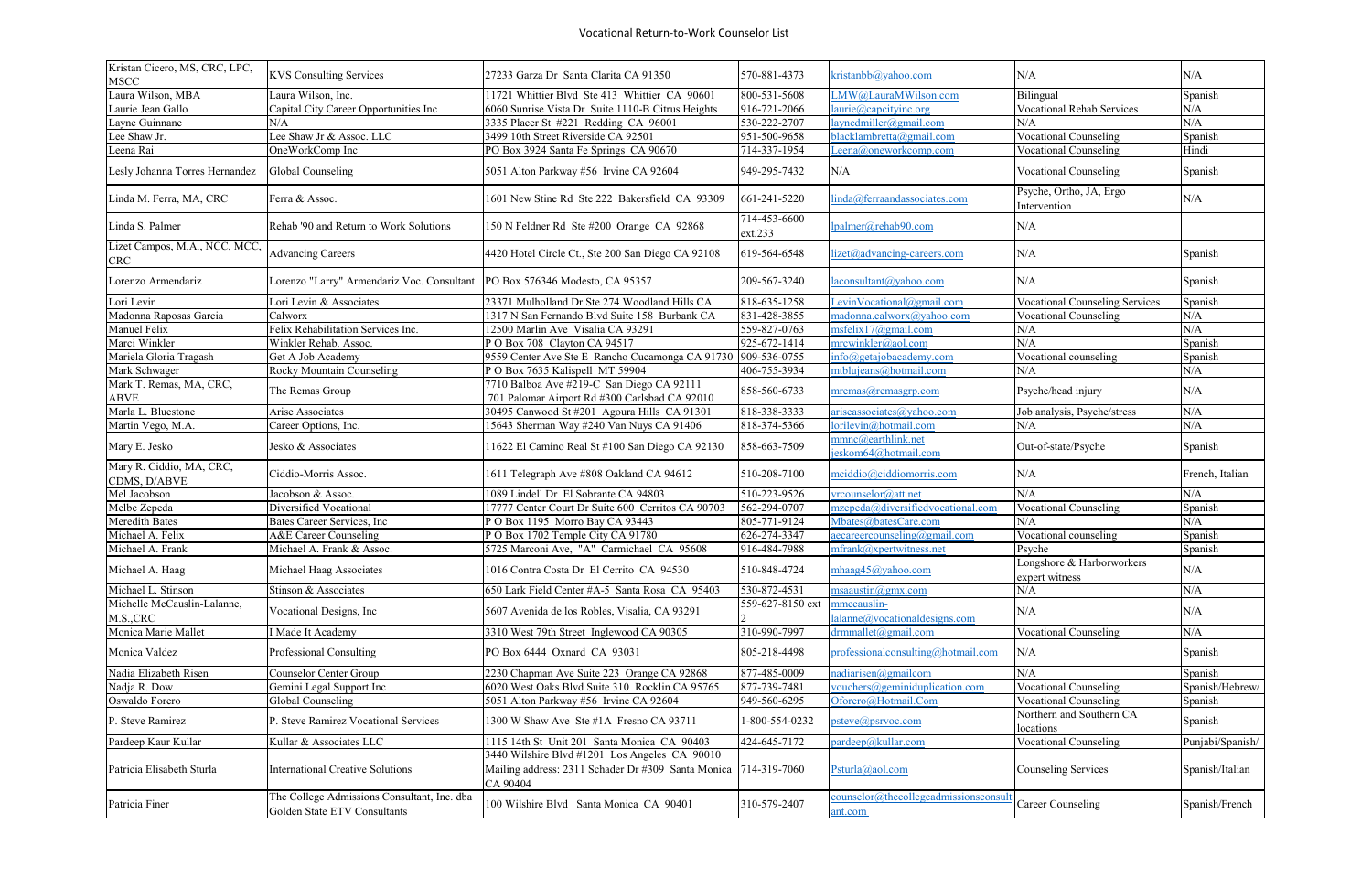## Vocational Return-to-Work Counselor List

| | | | | | | |
|---|---|---|---|---|---|---|
| Kristan Cicero, MS, CRC, LPC, MSCC | KVS Consulting Services | 27233 Garza Dr Santa Clarita CA 91350 | 570-881-4373 | kristanbb@yahoo.com | N/A | N/A |
| Laura Wilson, MBA | Laura Wilson, Inc. | 11721 Whittier Blvd Ste 413 Whittier CA 90601 | 800-531-5608 | LMW@LauraMWilson.com | Bilingual | Spanish |
| Laurie Jean Gallo | Capital City Career Opportunities Inc | 6060 Sunrise Vista Dr Suite 1110-B Citrus Heights | 916-721-2066 | laurie@capcityinc.org | Vocational Rehab Services | N/A |
| Layne Guinnane | N/A | 3335 Placer St #221 Redding CA 96001 | 530-222-2707 | laynedmiller@gmail.com | N/A | N/A |
| Lee Shaw Jr. | Lee Shaw Jr & Assoc. LLC | 3499 10th Street Riverside CA 92501 | 951-500-9658 | blacklambretta@gmail.com | Vocational Counseling | Spanish |
| Leena Rai | OneWorkComp Inc | PO Box 3924 Santa Fe Springs CA 90670 | 714-337-1954 | Leena@oneworkcomp.com | Vocational Counseling | Hindi |
| Lesly Johanna Torres Hernandez | Global Counseling | 5051 Alton Parkway #56 Irvine CA 92604 | 949-295-7432 | N/A | Vocational Counseling | Spanish |
| Linda M. Ferra, MA, CRC | Ferra & Assoc. | 1601 New Stine Rd Ste 222 Bakersfield CA 93309 | 661-241-5220 | linda@ferraandassociates.com | Psyche, Ortho, JA, Ergo Intervention | N/A |
| Linda S. Palmer | Rehab '90 and Return to Work Solutions | 150 N Feldner Rd Ste #200 Orange CA 92868 | 714-453-6600 ext.233 | lpalmer@rehab90.com | N/A | |
| Lizet Campos, M.A., NCC, MCC, CRC | Advancing Careers | 4420 Hotel Circle Ct., Ste 200 San Diego CA 92108 | 619-564-6548 | lizet@advancing-careers.com | N/A | Spanish |
| Lorenzo Armendariz | Lorenzo "Larry" Armendariz Voc. Consultant | PO Box 576346 Modesto, CA 95357 | 209-567-3240 | laconsultant@yahoo.com | N/A | Spanish |
| Lori Levin | Lori Levin & Associates | 23371 Mulholland Dr Ste 274 Woodland Hills CA | 818-635-1258 | LevinVocational@gmail.com | Vocational Counseling Services | Spanish |
| Madonna Raposas Garcia | Calworx | 1317 N San Fernando Blvd Suite 158 Burbank CA | 831-428-3855 | madonna.calworx@yahoo.com | Vocational Counseling | N/A |
| Manuel Felix | Felix Rehabilitation Services Inc. | 12500 Marlin Ave Visalia CA 93291 | 559-827-0763 | msfelix17@gmail.com | N/A | N/A |
| Marci Winkler | Winkler Rehab. Assoc. | P O Box 708 Clayton CA 94517 | 925-672-1414 | mrcwinkler@aol.com | N/A | Spanish |
| Mariela Gloria Tragash | Get A Job Academy | 9559 Center Ave Ste E Rancho Cucamonga CA 91730 | 909-536-0755 | info@getajobacademy.com | Vocational counseling | Spanish |
| Mark Schwager | Rocky Mountain Counseling | P O Box 7635 Kalispell MT 59904 | 406-755-3934 | mtblujeans@hotmail.com | N/A | N/A |
| Mark T. Remas, MA, CRC, ABVE | The Remas Group | 7710 Balboa Ave #219-C San Diego CA 92111<br>701 Palomar Airport Rd #300 Carlsbad CA 92010 | 858-560-6733 | mremas@remasgrp.com | Psyche/head injury | N/A |
| Marla L. Bluestone | Arise Associates | 30495 Canwood St #201 Agoura Hills CA 91301 | 818-338-3333 | ariseassociates@yahoo.com | Job analysis, Psyche/stress | N/A |
| Martin Vego, M.A. | Career Options, Inc. | 15643 Sherman Way #240 Van Nuys CA 91406 | 818-374-5366 | lorilevin@hotmail.com | N/A | N/A |
| Mary E. Jesko | Jesko & Associates | 11622 El Camino Real St #100 San Diego CA 92130 | 858-663-7509 | mmnc@earthlink.net<br>jeskom64@hotmail.com | Out-of-state/Psyche | Spanish |
| Mary R. Ciddio, MA, CRC, CDMS, D/ABVE | Ciddio-Morris Assoc. | 1611 Telegraph Ave #808 Oakland CA 94612 | 510-208-7100 | mciddio@ciddiomorris.com | N/A | French, Italian |
| Mel Jacobson | Jacobson & Assoc. | 1089 Lindell Dr El Sobrante CA 94803 | 510-223-9526 | vrcounselor@att.net | N/A | N/A |
| Melbe Zepeda | Diversified Vocational | 17777 Center Court Dr Suite 600 Cerritos CA 90703 | 562-294-0707 | mzepeda@diversifiedvocational.com | Vocational Counseling | Spanish |
| Meredith Bates | Bates Career Services, Inc | P O Box 1195 Morro Bay CA 93443 | 805-771-9124 | Mbates@batesCare.com | N/A | N/A |
| Michael A. Felix | A&E Career Counseling | P O Box 1702 Temple City CA 91780 | 626-274-3347 | aecareercounseling@gmail.com | Vocational counseling | Spanish |
| Michael A. Frank | Michael A. Frank & Assoc. | 5725 Marconi Ave, "A" Carmichael CA 95608 | 916-484-7988 | mfrank@xpertwitness.net | Psyche | Spanish |
| Michael A. Haag | Michael Haag Associates | 1016 Contra Costa Dr El Cerrito CA 94530 | 510-888-4724 | mhaag45@yahoo.com | Longshore & Harborworkers expert witness | N/A |
| Michael L. Stinson | Stinson & Associates | 650 Lark Field Center #A-5 Santa Rosa CA 95403 | 530-872-4531 | msaaustin@gmx.com | N/A | N/A |
| Michelle McCauslin-Lalanne, M.S.,CRC | Vocational Designs, Inc | 5607 Avenida de los Robles, Visalia, CA 93291 | 559-627-8150 ext 2 | mmccauslin-lalanne@vocationaldesigns.com | N/A | N/A |
| Monica Marie Mallet | I Made It Academy | 3310 West 79th Street Inglewood CA 90305 | 310-990-7997 | drmmallet@gmail.com | Vocational Counseling | N/A |
| Monica Valdez | Professional Consulting | PO Box 6444 Oxnard CA 93031 | 805-218-4498 | professionalconsulting@hotmail.com | N/A | Spanish |
| Nadia Elizabeth Risen | Counselor Center Group | 2230 Chapman Ave Suite 23 Orange CA 92868 | 877-485-0009 | nadiarisen@gmailcom | N/A | Spanish |
| Nadja R. Dow | Gemini Legal Support Inc | 6020 West Oaks Blvd Suite 310 Rocklin CA 95765 | 877-739-7481 | vouchers@geminiduplication.com | Vocational Counseling | Spanish/Hebrew/ |
| Oswaldo Forero | Global Counseling | 5051 Alton Parkway #56 Irvine CA 92604 | 949-560-6295 | Oforero@Hotmail.Com | Vocational Counseling | Spanish |
| P. Steve Ramirez | P. Steve Ramirez Vocational Services | 1300 W Shaw Ave Ste #1A Fresno CA 93711 | 1-800-554-0232 | psteve@psrvoc.com | Northern and Southern CA locations | Spanish |
| Pardeep Kaur Kullar | Kullar & Associates LLC | 1115 14th St Unit 201 Santa Monica CA 90403 | 424-645-7172 | pardeep@kullar.com | Vocational Counseling | Punjabi/Spanish/ |
| Patricia Elisabeth Sturla | International Creative Solutions | 3440 Wilshire Blvd #1201 Los Angeles CA 90010<br>Mailing address: 2311 Schader Dr #309 Santa Monica CA 90404 | 714-319-7060 | Psturla@aol.com | Counseling Services | Spanish/Italian |
| Patricia Finer | The College Admissions Consultant, Inc. dba Golden State ETV Consultants | 100 Wilshire Blvd Santa Monica CA 90401 | 310-579-2407 | counselor@thecollegeadmissionsconsultant.com | Career Counseling | Spanish/French |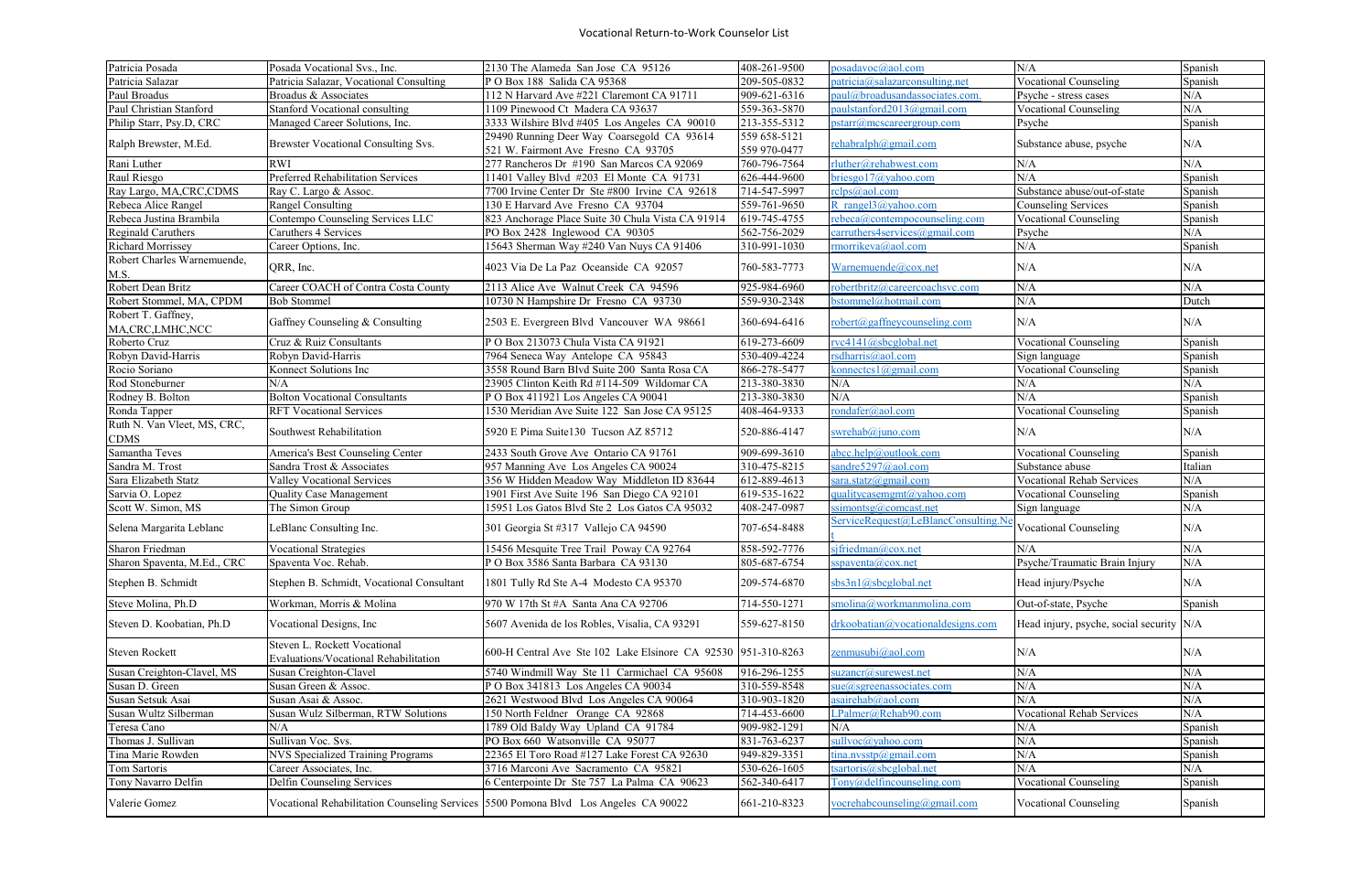# Vocational Return-to-Work Counselor List

| | | | | | | |
|---|---|---|---|---|---|---|
| Patricia Posada | Posada Vocational Svs., Inc. | 2130 The Alameda San Jose CA 95126 | 408-261-9500 | posadavoc@aol.com | N/A | Spanish |
| Patricia Salazar | Patricia Salazar, Vocational Consulting | P O Box 188 Salida CA 95368 | 209-505-0832 | patricia@salazarconsulting.net | Vocational Counseling | Spanish |
| Paul Broadus | Broadus & Associates | 112 N Harvard Ave #221 Claremont CA 91711 | 909-621-6316 | paul@broadusandassociates.com. | Psyche - stress cases | N/A |
| Paul Christian Stanford | Stanford Vocational consulting | 1109 Pinewood Ct Madera CA 93637 | 559-363-5870 | paulstanford2013@gmail.com | Vocational Counseling | N/A |
| Philip Starr, Psy.D, CRC | Managed Career Solutions, Inc. | 3333 Wilshire Blvd #405 Los Angeles CA 90010 | 213-355-5312 | pstarr@mcscareergroup.com | Psyche | Spanish |
| Ralph Brewster, M.Ed. | Brewster Vocational Consulting Svs. | 29490 Running Deer Way Coarsegold CA 93614<br>521 W. Fairmont Ave Fresno CA 93705 | 559 658-5121<br>559 970-0477 | rehabralph@gmail.com | Substance abuse, psyche | N/A |
| Rani Luther | RWI | 277 Rancheros Dr #190 San Marcos CA 92069 | 760-796-7564 | rluther@rehabwest.com | N/A | N/A |
| Raul Riesgo | Preferred Rehabilitation Services | 11401 Valley Blvd #203 El Monte CA 91731 | 626-444-9600 | briesgo17@yahoo.com | N/A | Spanish |
| Ray Largo, MA,CRC,CDMS | Ray C. Largo & Assoc. | 7700 Irvine Center Dr Ste #800 Irvine CA 92618 | 714-547-5997 | rclps@aol.com | Substance abuse/out-of-state | Spanish |
| Rebeca Alice Rangel | Rangel Consulting | 130 E Harvard Ave Fresno CA 93704 | 559-761-9650 | R_rangel3@yahoo.com | Counseling Services | Spanish |
| Rebeca Justina Brambila | Contempo Counseling Services LLC | 823 Anchorage Place Suite 30 Chula Vista CA 91914 | 619-745-4755 | rebeca@contempocounseling.com | Vocational Counseling | Spanish |
| Reginald Caruthers | Caruthers 4 Services | PO Box 2428 Inglewood CA 90305 | 562-756-2029 | carruthers4services@gmail.com | Psyche | N/A |
| Richard Morrissey | Career Options, Inc. | 15643 Sherman Way #240 Van Nuys CA 91406 | 310-991-1030 | rmorrikeva@aol.com | N/A | Spanish |
| Robert Charles Warnemuende, M.S. | QRR, Inc. | 4023 Via De La Paz Oceanside CA 92057 | 760-583-7773 | Warnemuende@cox.net | N/A | N/A |
| Robert Dean Britz | Career COACH of Contra Costa County | 2113 Alice Ave Walnut Creek CA 94596 | 925-984-6960 | robertbritz@careercoachsvc.com | N/A | N/A |
| Robert Stommel, MA, CPDM | Bob Stommel | 10730 N Hampshire Dr Fresno CA 93730 | 559-930-2348 | bstommel@hotmail.com | N/A | Dutch |
| Robert T. Gaffney, MA,CRC,LMHC,NCC | Gaffney Counseling & Consulting | 2503 E. Evergreen Blvd Vancouver WA 98661 | 360-694-6416 | robert@gaffneycounseling.com | N/A | N/A |
| Roberto Cruz | Cruz & Ruiz Consultants | P O Box 213073 Chula Vista CA 91921 | 619-273-6609 | rvc4141@sbcglobal.net | Vocational Counseling | Spanish |
| Robyn David-Harris | Robyn David-Harris | 7964 Seneca Way Antelope CA 95843 | 530-409-4224 | rsdharris@aol.com | Sign language | Spanish |
| Rocio Soriano | Konnect Solutions Inc | 3558 Round Barn Blvd Suite 200 Santa Rosa CA | 866-278-5477 | konnectcs1@gmail.com | Vocational Counseling | Spanish |
| Rod Stoneburner | N/A | 23905 Clinton Keith Rd #114-509 Wildomar CA | 213-380-3830 | N/A | N/A | N/A |
| Rodney B. Bolton | Bolton Vocational Consultants | P O Box 411921 Los Angeles CA 90041 | 213-380-3830 | N/A | N/A | Spanish |
| Ronda Tapper | RFT Vocational Services | 1530 Meridian Ave Suite 122 San Jose CA 95125 | 408-464-9333 | rondafer@aol.com | Vocational Counseling | Spanish |
| Ruth N. Van Vleet, MS, CRC, CDMS | Southwest Rehabilitation | 5920 E Pima Suite130 Tucson AZ 85712 | 520-886-4147 | swrehab@juno.com | N/A | N/A |
| Samantha Teves | America's Best Counseling Center | 2433 South Grove Ave Ontario CA 91761 | 909-699-3610 | abcc.help@outlook.com | Vocational Counseling | Spanish |
| Sandra M. Trost | Sandra Trost & Associates | 957 Manning Ave Los Angeles CA 90024 | 310-475-8215 | sandre5297@aol.com | Substance abuse | Italian |
| Sara Elizabeth Statz | Valley Vocational Services | 356 W Hidden Meadow Way Middleton ID 83644 | 612-889-4613 | sara.statz@gmail.com | Vocational Rehab Services | N/A |
| Sarvia O. Lopez | Quality Case Management | 1901 First Ave Suite 196 San Diego CA 92101 | 619-535-1622 | qualitycasemgmt@yahoo.com | Vocational Counseling | Spanish |
| Scott W. Simon, MS | The Simon Group | 15951 Los Gatos Blvd Ste 2 Los Gatos CA 95032 | 408-247-0987 | ssimontsg@comcast.net | Sign language | N/A |
| Selena Margarita Leblanc | LeBlanc Consulting Inc. | 301 Georgia St #317 Vallejo CA 94590 | 707-654-8488 | ServiceRequest@LeBlancConsulting.Net | Vocational Counseling | N/A |
| Sharon Friedman | Vocational Strategies | 15456 Mesquite Tree Trail Poway CA 92764 | 858-592-7776 | sjfriedman@cox.net | N/A | N/A |
| Sharon Spaventa, M.Ed., CRC | Spaventa Voc. Rehab. | P O Box 3586 Santa Barbara CA 93130 | 805-687-6754 | sspaventa@cox.net | Psyche/Traumatic Brain Injury | N/A |
| Stephen B. Schmidt | Stephen B. Schmidt, Vocational Consultant | 1801 Tully Rd Ste A-4 Modesto CA 95370 | 209-574-6870 | sbs3n1@sbcglobal.net | Head injury/Psyche | N/A |
| Steve Molina, Ph.D | Workman, Morris & Molina | 970 W 17th St #A Santa Ana CA 92706 | 714-550-1271 | smolina@workmanmolina.com | Out-of-state, Psyche | Spanish |
| Steven D. Koobatian, Ph.D | Vocational Designs, Inc | 5607 Avenida de los Robles, Visalia, CA 93291 | 559-627-8150 | drkoobatian@vocationaldesigns.com | Head injury, psyche, social security | N/A |
| Steven Rockett | Steven L. Rockett Vocational Evaluations/Vocational Rehabilitation | 600-H Central Ave Ste 102 Lake Elsinore CA 92530 | 951-310-8263 | zenmusubi@aol.com | N/A | N/A |
| Susan Creighton-Clavel, MS | Susan Creighton-Clavel | 5740 Windmill Way Ste 11 Carmichael CA 95608 | 916-296-1255 | suzancr@surewest.net | N/A | N/A |
| Susan D. Green | Susan Green & Assoc. | P O Box 341813 Los Angeles CA 90034 | 310-559-8548 | sue@sgreenassociates.com | N/A | N/A |
| Susan Setsuk Asai | Susan Asai & Assoc. | 2621 Westwood Blvd Los Angeles CA 90064 | 310-903-1820 | asairehab@aol.com | N/A | N/A |
| Susan Wultz Silberman | Susan Wulz Silberman, RTW Solutions | 150 North Feldner Orange CA 92868 | 714-453-6600 | LPalmer@Rehab90.com | Vocational Rehab Services | N/A |
| Teresa Cano | N/A | 1789 Old Baldy Way Upland CA 91784 | 909-982-1291 | N/A | N/A | Spanish |
| Thomas J. Sullivan | Sullivan Voc. Svs. | PO Box 660 Watsonville CA 95077 | 831-763-6237 | sullvoc@yahoo.com | N/A | Spanish |
| Tina Marie Rowden | NVS Specialized Training Programs | 22365 El Toro Road #127 Lake Forest CA 92630 | 949-829-3351 | tina.nvsstp@gmail.com | N/A | Spanish |
| Tom Sartoris | Career Associates, Inc. | 3716 Marconi Ave Sacramento CA 95821 | 530-626-1605 | tsartoris@sbcglobal.net | N/A | N/A |
| Tony Navarro Delfin | Delfin Counseling Services | 6 Centerpointe Dr Ste 757 La Palma CA 90623 | 562-340-6417 | Tony@delfincounseling.com | Vocational Counseling | Spanish |
| Valerie Gomez | Vocational Rehabilitation Counseling Services | 5500 Pomona Blvd Los Angeles CA 90022 | 661-210-8323 | vocrehabcounseling@gmail.com | Vocational Counseling | Spanish |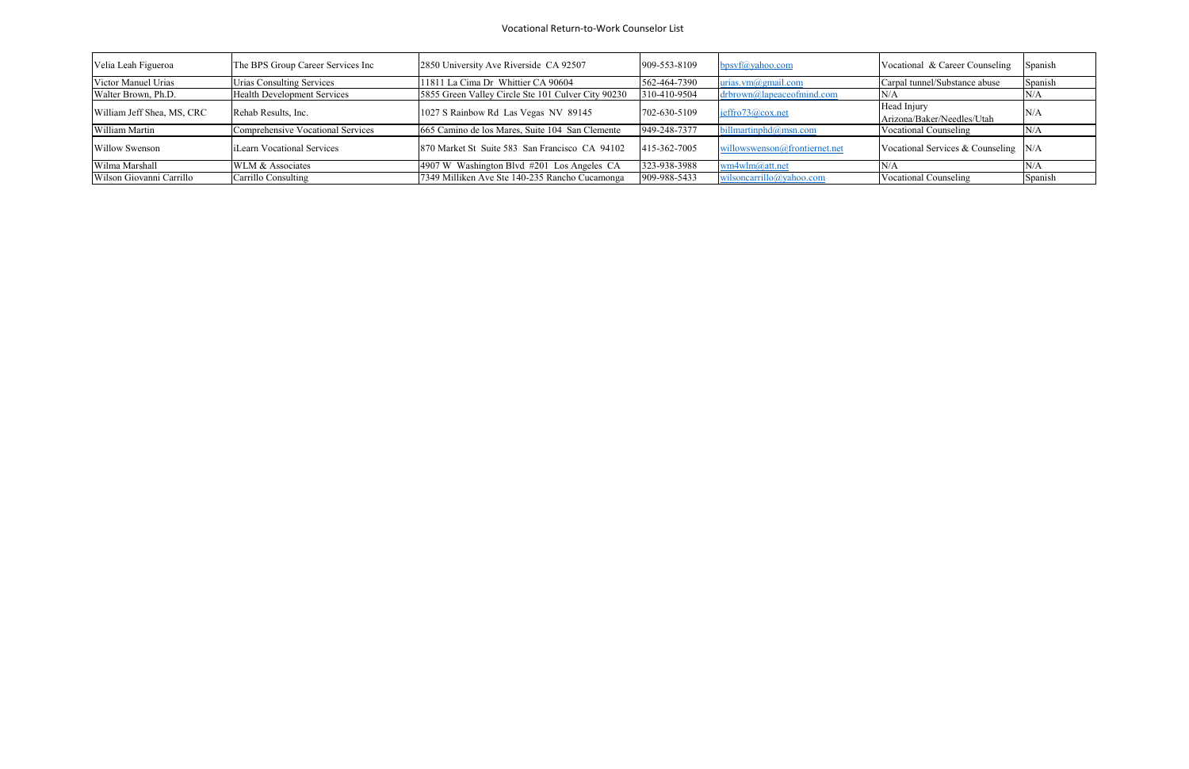Vocational Return-to-Work Counselor List

| | | | | | | |
|---|---|---|---|---|---|---|
| Velia Leah Figueroa | The BPS Group Career Services Inc | 2850 University Ave Riverside CA 92507 | 909-553-8109 | bpsvf@yahoo.com | Vocational & Career Counseling | Spanish |
| Victor Manuel Urias | Urias Consulting Services | 11811 La Cima Dr Whittier CA 90604 | 562-464-7390 | urias.vm@gmail.com | Carpal tunnel/Substance abuse | Spanish |
| Walter Brown, Ph.D. | Health Development Services | 5855 Green Valley Circle Ste 101 Culver City 90230 | 310-410-9504 | drbrown@lapeaceofmind.com | N/A | N/A |
| William Jeff Shea, MS, CRC | Rehab Results, Inc. | 1027 S Rainbow Rd Las Vegas NV 89145 | 702-630-5109 | jeffro73@cox.net | Head Injury Arizona/Baker/Needles/Utah | N/A |
| William Martin | Comprehensive Vocational Services | 665 Camino de los Mares, Suite 104 San Clemente | 949-248-7377 | billmartinphd@msn.com | Vocational Counseling | N/A |
| Willow Swenson | iLearn Vocational Services | 870 Market St Suite 583 San Francisco CA 94102 | 415-362-7005 | willowswenson@frontiernet.net | Vocational Services & Counseling | N/A |
| Wilma Marshall | WLM & Associates | 4907 W Washington Blvd #201 Los Angeles CA | 323-938-3988 | wm4wlm@att.net | N/A | N/A |
| Wilson Giovanni Carrillo | Carrillo Consulting | 7349 Milliken Ave Ste 140-235 Rancho Cucamonga | 909-988-5433 | wilsoncarrillo@yahoo.com | Vocational Counseling | Spanish |